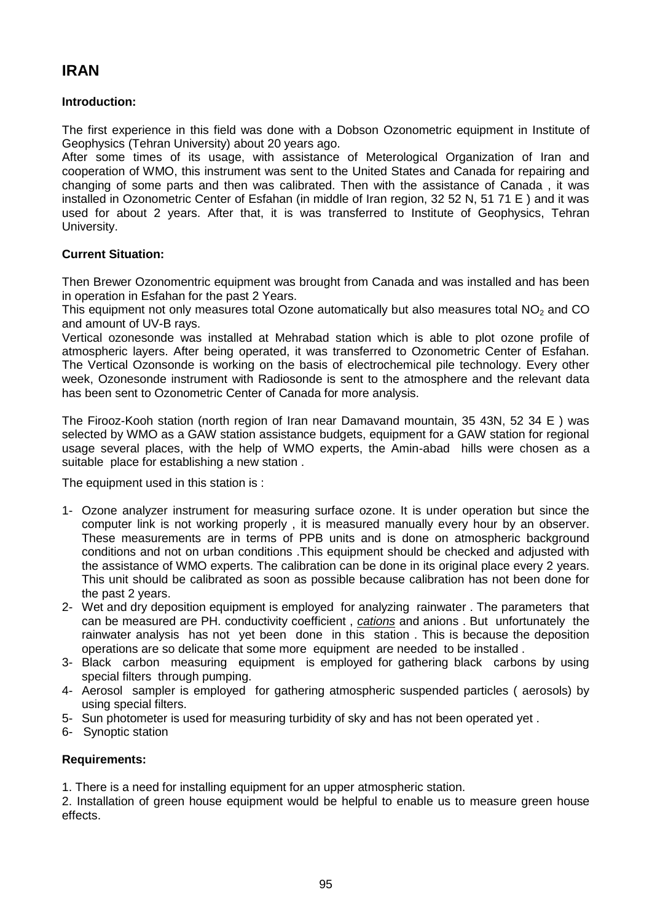# IRAN

**Introduction:**

The first experience in this field was done with a Dobson Ozonometric equipment in Institute of Geophysics (Tehran University) about 20 years ago.

After some times of its usage, with assistance of Meterological Organization of Iran and cooperation of WMO, this instrument was sent to the United States and Canada for repairing and changing of some parts and then was calibrated. Then with the assistance of Canada , it was installed in Ozonometric Center of Esfahan (in middle of Iran region, 32 52 N, 51 71 E ) and it was used for about 2 years. After that, it is was transferred to Institute of Geophysics, Tehran University.

**Current Situation:**

Then Brewer Ozonomentric equipment was brought from Canada and was installed and has been in operation in Esfahan for the past 2 Years.

This equipment not only measures total Ozone automatically but also measures total $NO_2$ and CO and amount of UV-B rays.

Vertical ozonesonde was installed at Mehrabad station which is able to plot ozone profile of atmospheric layers. After being operated, it was transferred to Ozonometric Center of Esfahan. The Vertical Ozonsonde is working on the basis of electrochemical pile technology. Every other week, Ozonesonde instrument with Radiosonde is sent to the atmosphere and the relevant data has been sent to Ozonometric Center of Canada for more analysis.

The Firooz-Kooh station (north region of Iran near Damavand mountain, 35 43N, 52 34 E ) was selected by WMO as a GAW station assistance budgets, equipment for a GAW station for regional usage several places, with the help of WMO experts, the Amin-abad hills were chosen as a suitable place for establishing a new station .

The equipment used in this station is :

1- Ozone analyzer instrument for measuring surface ozone. It is under operation but since the computer link is not working properly , it is measured manually every hour by an observer. These measurements are in terms of PPB units and is done on atmospheric background conditions and not on urban conditions .This equipment should be checked and adjusted with the assistance of WMO experts. The calibration can be done in its original place every 2 years. This unit should be calibrated as soon as possible because calibration has not been done for the past 2 years.
2- Wet and dry deposition equipment is employed for analyzing rainwater . The parameters that can be measured are PH. conductivity coefficient , *cations* and anions . But unfortunately the rainwater analysis has not yet been done in this station . This is because the deposition operations are so delicate that some more equipment are needed to be installed .
3- Black carbon measuring equipment is employed for gathering black carbons by using special filters through pumping.
4- Aerosol sampler is employed for gathering atmospheric suspended particles ( aerosols) by using special filters.
5- Sun photometer is used for measuring turbidity of sky and has not been operated yet .
6- Synoptic station

**Requirements:**

1. There is a need for installing equipment for an upper atmospheric station.
2. Installation of green house equipment would be helpful to enable us to measure green house effects.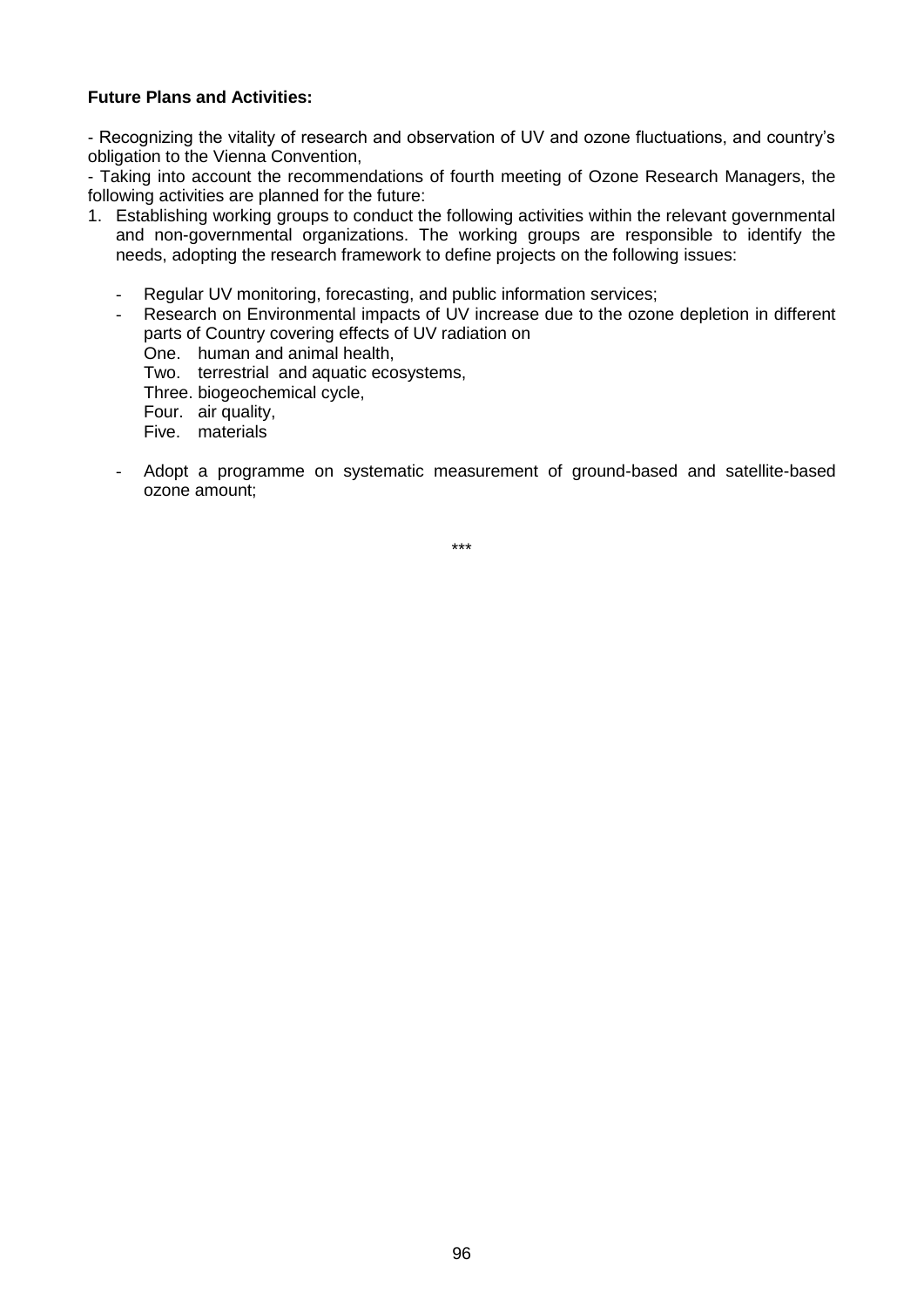**Future Plans and Activities:**

- Recognizing the vitality of research and observation of UV and ozone fluctuations, and country's obligation to the Vienna Convention,

- Taking into account the recommendations of fourth meeting of Ozone Research Managers, the following activities are planned for the future:

1. Establishing working groups to conduct the following activities within the relevant governmental and non-governmental organizations. The working groups are responsible to identify the needs, adopting the research framework to define projects on the following issues:

   - Regular UV monitoring, forecasting, and public information services;
   - Research on Environmental impacts of UV increase due to the ozone depletion in different parts of Country covering effects of UV radiation on
     One. human and animal health,
     Two. terrestrial and aquatic ecosystems,
     Three. biogeochemical cycle,
     Four. air quality,
     Five. materials
   - Adopt a programme on systematic measurement of ground-based and satellite-based ozone amount;

\*\*\*